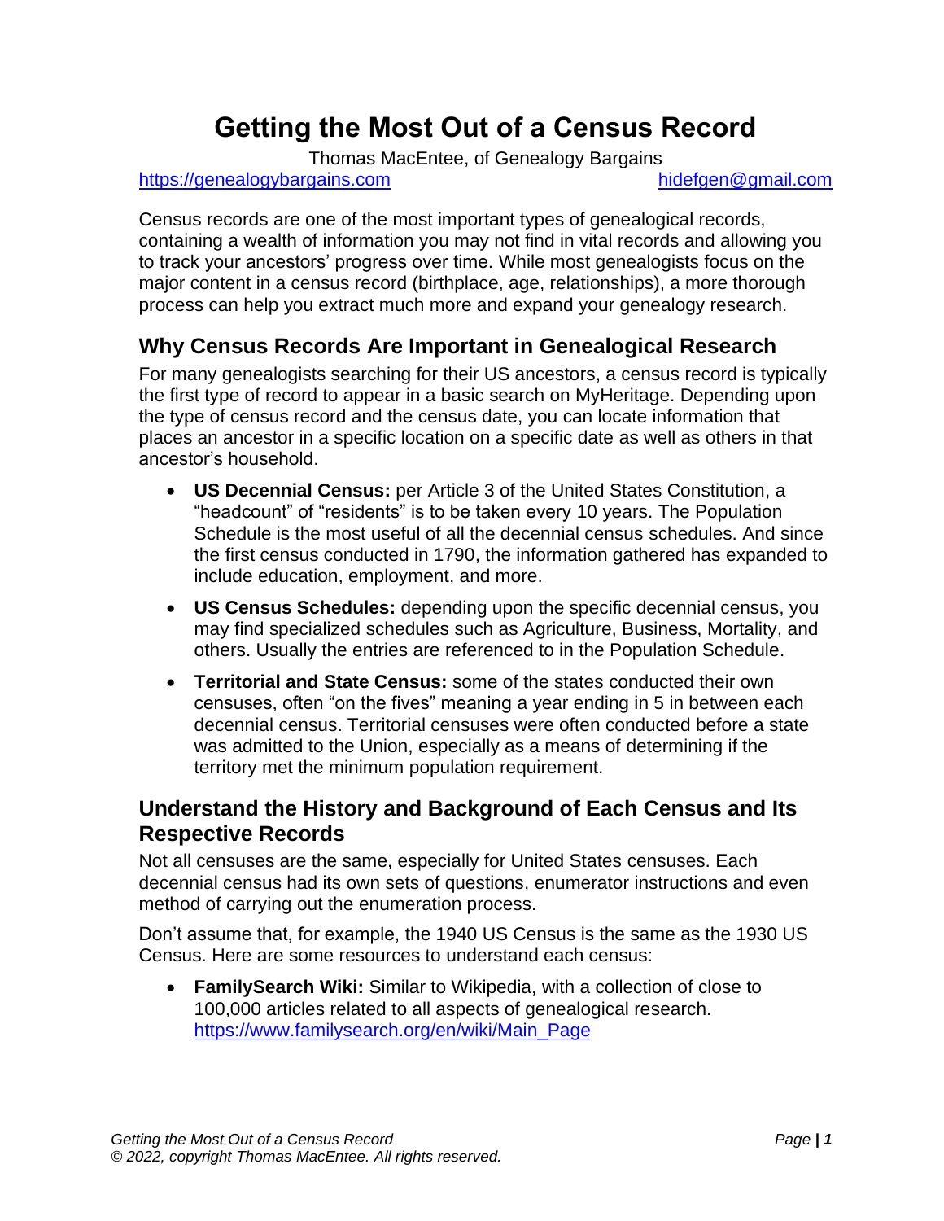# Getting the Most Out of a Census Record

Thomas MacEntee, of Genealogy Bargains

https://genealogybargains.com hidefgen@gmail.com

Census records are one of the most important types of genealogical records, containing a wealth of information you may not find in vital records and allowing you to track your ancestors' progress over time. While most genealogists focus on the major content in a census record (birthplace, age, relationships), a more thorough process can help you extract much more and expand your genealogy research.

## Why Census Records Are Important in Genealogical Research

For many genealogists searching for their US ancestors, a census record is typically the first type of record to appear in a basic search on MyHeritage. Depending upon the type of census record and the census date, you can locate information that places an ancestor in a specific location on a specific date as well as others in that ancestor's household.

- **US Decennial Census:** per Article 3 of the United States Constitution, a "headcount" of "residents" is to be taken every 10 years. The Population Schedule is the most useful of all the decennial census schedules. And since the first census conducted in 1790, the information gathered has expanded to include education, employment, and more.
- **US Census Schedules:** depending upon the specific decennial census, you may find specialized schedules such as Agriculture, Business, Mortality, and others. Usually the entries are referenced to in the Population Schedule.
- **Territorial and State Census:** some of the states conducted their own censuses, often "on the fives" meaning a year ending in 5 in between each decennial census. Territorial censuses were often conducted before a state was admitted to the Union, especially as a means of determining if the territory met the minimum population requirement.

## Understand the History and Background of Each Census and Its Respective Records

Not all censuses are the same, especially for United States censuses. Each decennial census had its own sets of questions, enumerator instructions and even method of carrying out the enumeration process.

Don't assume that, for example, the 1940 US Census is the same as the 1930 US Census. Here are some resources to understand each census:

- **FamilySearch Wiki:** Similar to Wikipedia, with a collection of close to 100,000 articles related to all aspects of genealogical research. https://www.familysearch.org/en/wiki/Main_Page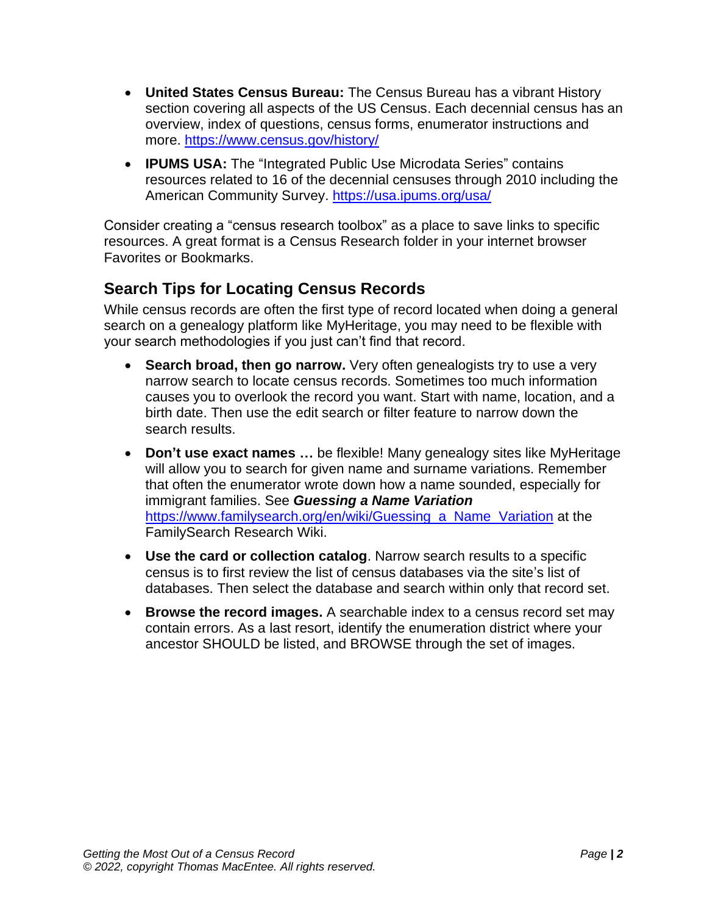- **United States Census Bureau:** The Census Bureau has a vibrant History section covering all aspects of the US Census. Each decennial census has an overview, index of questions, census forms, enumerator instructions and more. https://www.census.gov/history/
- **IPUMS USA:** The "Integrated Public Use Microdata Series" contains resources related to 16 of the decennial censuses through 2010 including the American Community Survey. https://usa.ipums.org/usa/

Consider creating a "census research toolbox" as a place to save links to specific resources. A great format is a Census Research folder in your internet browser Favorites or Bookmarks.

## Search Tips for Locating Census Records

While census records are often the first type of record located when doing a general search on a genealogy platform like MyHeritage, you may need to be flexible with your search methodologies if you just can't find that record.

- **Search broad, then go narrow.** Very often genealogists try to use a very narrow search to locate census records. Sometimes too much information causes you to overlook the record you want. Start with name, location, and a birth date. Then use the edit search or filter feature to narrow down the search results.
- **Don't use exact names …** be flexible! Many genealogy sites like MyHeritage will allow you to search for given name and surname variations. Remember that often the enumerator wrote down how a name sounded, especially for immigrant families. See ***Guessing a Name Variation*** https://www.familysearch.org/en/wiki/Guessing_a_Name_Variation at the FamilySearch Research Wiki.
- **Use the card or collection catalog**. Narrow search results to a specific census is to first review the list of census databases via the site's list of databases. Then select the database and search within only that record set.
- **Browse the record images.** A searchable index to a census record set may contain errors. As a last resort, identify the enumeration district where your ancestor SHOULD be listed, and BROWSE through the set of images.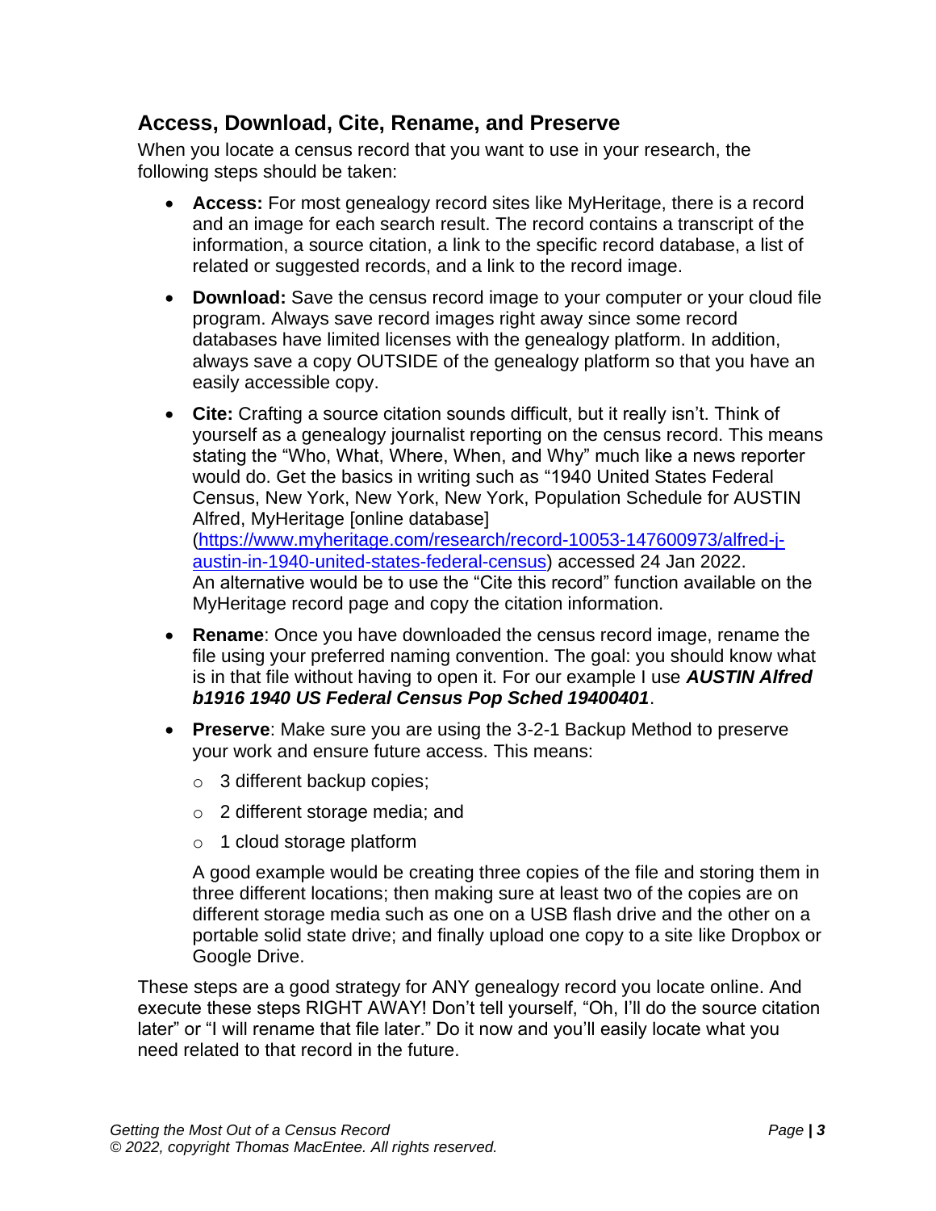## Access, Download, Cite, Rename, and Preserve

When you locate a census record that you want to use in your research, the following steps should be taken:

- **Access:** For most genealogy record sites like MyHeritage, there is a record and an image for each search result. The record contains a transcript of the information, a source citation, a link to the specific record database, a list of related or suggested records, and a link to the record image.
- **Download:** Save the census record image to your computer or your cloud file program. Always save record images right away since some record databases have limited licenses with the genealogy platform. In addition, always save a copy OUTSIDE of the genealogy platform so that you have an easily accessible copy.
- **Cite:** Crafting a source citation sounds difficult, but it really isn't. Think of yourself as a genealogy journalist reporting on the census record. This means stating the "Who, What, Where, When, and Why" much like a news reporter would do. Get the basics in writing such as "1940 United States Federal Census, New York, New York, New York, Population Schedule for AUSTIN Alfred, MyHeritage [online database] ([https://www.myheritage.com/research/record-10053-147600973/alfred-j-austin-in-1940-united-states-federal-census](https://www.myheritage.com/research/record-10053-147600973/alfred-j-austin-in-1940-united-states-federal-census)) accessed 24 Jan 2022. An alternative would be to use the "Cite this record" function available on the MyHeritage record page and copy the citation information.
- **Rename**: Once you have downloaded the census record image, rename the file using your preferred naming convention. The goal: you should know what is in that file without having to open it. For our example I use ***AUSTIN Alfred b1916 1940 US Federal Census Pop Sched 19400401***.
- **Preserve**: Make sure you are using the 3-2-1 Backup Method to preserve your work and ensure future access. This means:
  - 3 different backup copies;
  - 2 different storage media; and
  - 1 cloud storage platform

  A good example would be creating three copies of the file and storing them in three different locations; then making sure at least two of the copies are on different storage media such as one on a USB flash drive and the other on a portable solid state drive; and finally upload one copy to a site like Dropbox or Google Drive.

These steps are a good strategy for ANY genealogy record you locate online. And execute these steps RIGHT AWAY! Don't tell yourself, "Oh, I'll do the source citation later" or "I will rename that file later." Do it now and you'll easily locate what you need related to that record in the future.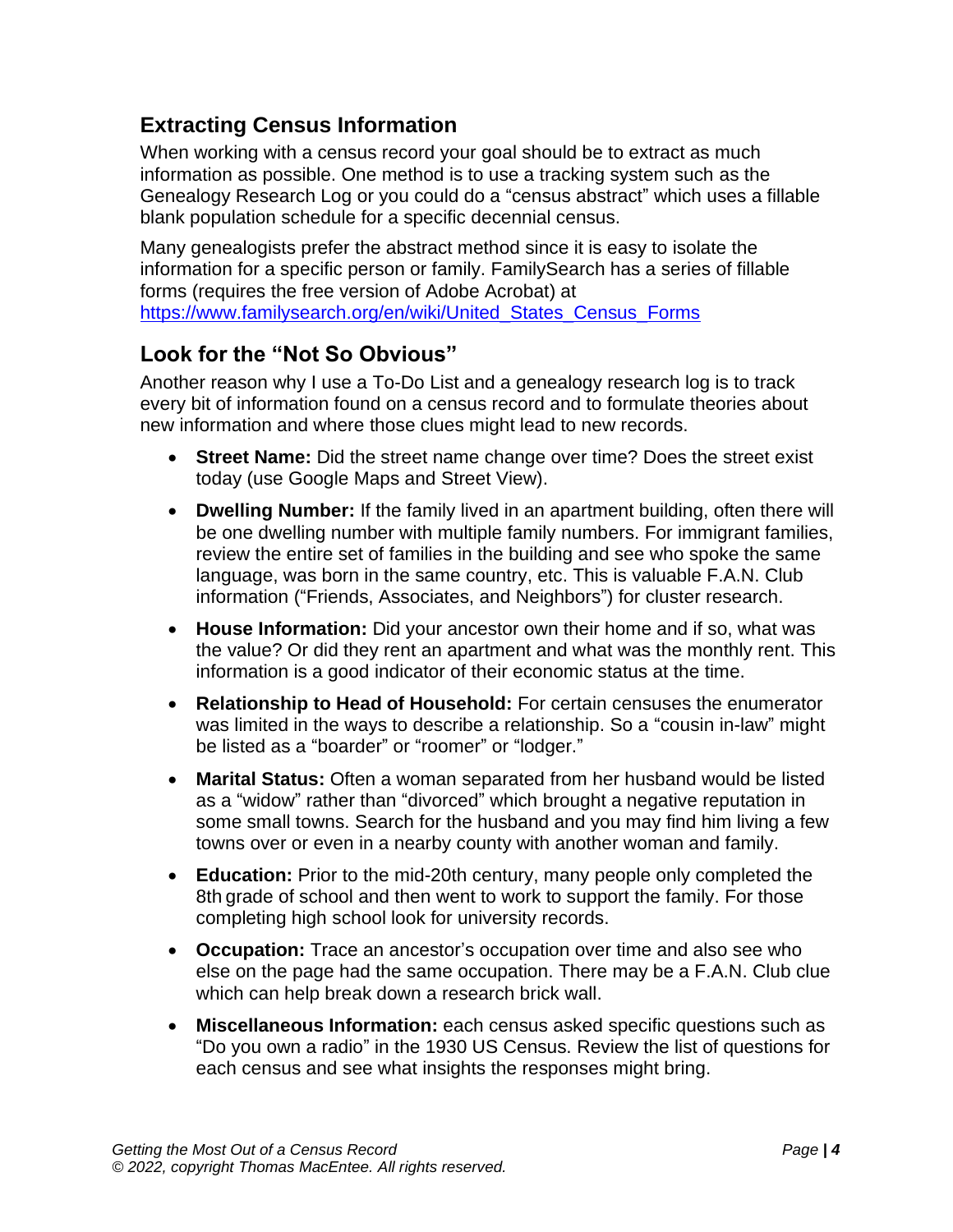## Extracting Census Information

When working with a census record your goal should be to extract as much information as possible. One method is to use a tracking system such as the Genealogy Research Log or you could do a "census abstract" which uses a fillable blank population schedule for a specific decennial census.

Many genealogists prefer the abstract method since it is easy to isolate the information for a specific person or family. FamilySearch has a series of fillable forms (requires the free version of Adobe Acrobat) at https://www.familysearch.org/en/wiki/United_States_Census_Forms

## Look for the "Not So Obvious"

Another reason why I use a To-Do List and a genealogy research log is to track every bit of information found on a census record and to formulate theories about new information and where those clues might lead to new records.

- **Street Name:** Did the street name change over time? Does the street exist today (use Google Maps and Street View).
- **Dwelling Number:** If the family lived in an apartment building, often there will be one dwelling number with multiple family numbers. For immigrant families, review the entire set of families in the building and see who spoke the same language, was born in the same country, etc. This is valuable F.A.N. Club information ("Friends, Associates, and Neighbors") for cluster research.
- **House Information:** Did your ancestor own their home and if so, what was the value? Or did they rent an apartment and what was the monthly rent. This information is a good indicator of their economic status at the time.
- **Relationship to Head of Household:** For certain censuses the enumerator was limited in the ways to describe a relationship. So a "cousin in-law" might be listed as a "boarder" or "roomer" or "lodger."
- **Marital Status:** Often a woman separated from her husband would be listed as a "widow" rather than "divorced" which brought a negative reputation in some small towns. Search for the husband and you may find him living a few towns over or even in a nearby county with another woman and family.
- **Education:** Prior to the mid-20th century, many people only completed the 8th grade of school and then went to work to support the family. For those completing high school look for university records.
- **Occupation:** Trace an ancestor's occupation over time and also see who else on the page had the same occupation. There may be a F.A.N. Club clue which can help break down a research brick wall.
- **Miscellaneous Information:** each census asked specific questions such as "Do you own a radio" in the 1930 US Census. Review the list of questions for each census and see what insights the responses might bring.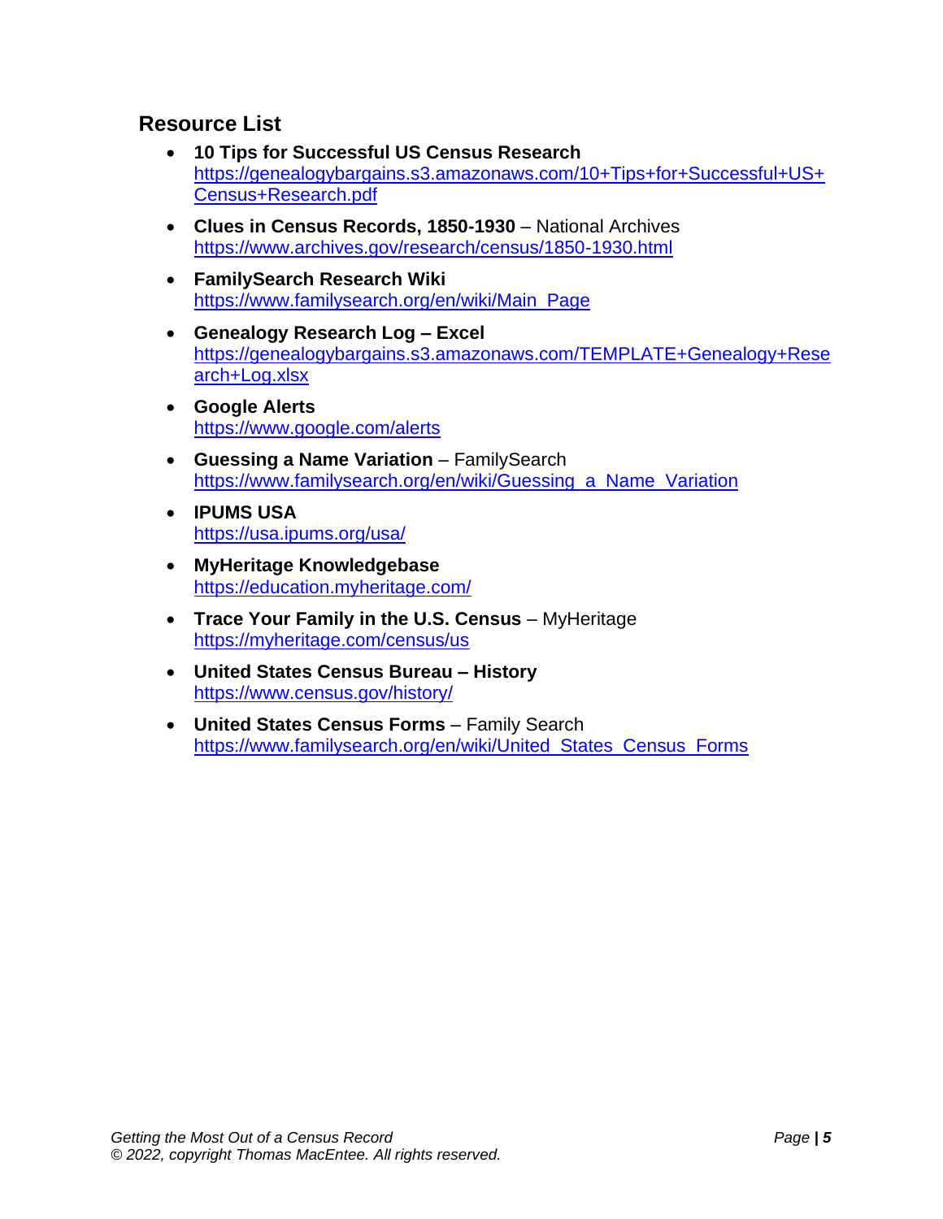## Resource List

- **10 Tips for Successful US Census Research**
  https://genealogybargains.s3.amazonaws.com/10+Tips+for+Successful+US+Census+Research.pdf

- **Clues in Census Records, 1850-1930** – National Archives
  https://www.archives.gov/research/census/1850-1930.html

- **FamilySearch Research Wiki**
  https://www.familysearch.org/en/wiki/Main_Page

- **Genealogy Research Log – Excel**
  https://genealogybargains.s3.amazonaws.com/TEMPLATE+Genealogy+Research+Log.xlsx

- **Google Alerts**
  https://www.google.com/alerts

- **Guessing a Name Variation** – FamilySearch
  https://www.familysearch.org/en/wiki/Guessing_a_Name_Variation

- **IPUMS USA**
  https://usa.ipums.org/usa/

- **MyHeritage Knowledgebase**
  https://education.myheritage.com/

- **Trace Your Family in the U.S. Census** – MyHeritage
  https://myheritage.com/census/us

- **United States Census Bureau – History**
  https://www.census.gov/history/

- **United States Census Forms** – Family Search
  https://www.familysearch.org/en/wiki/United_States_Census_Forms